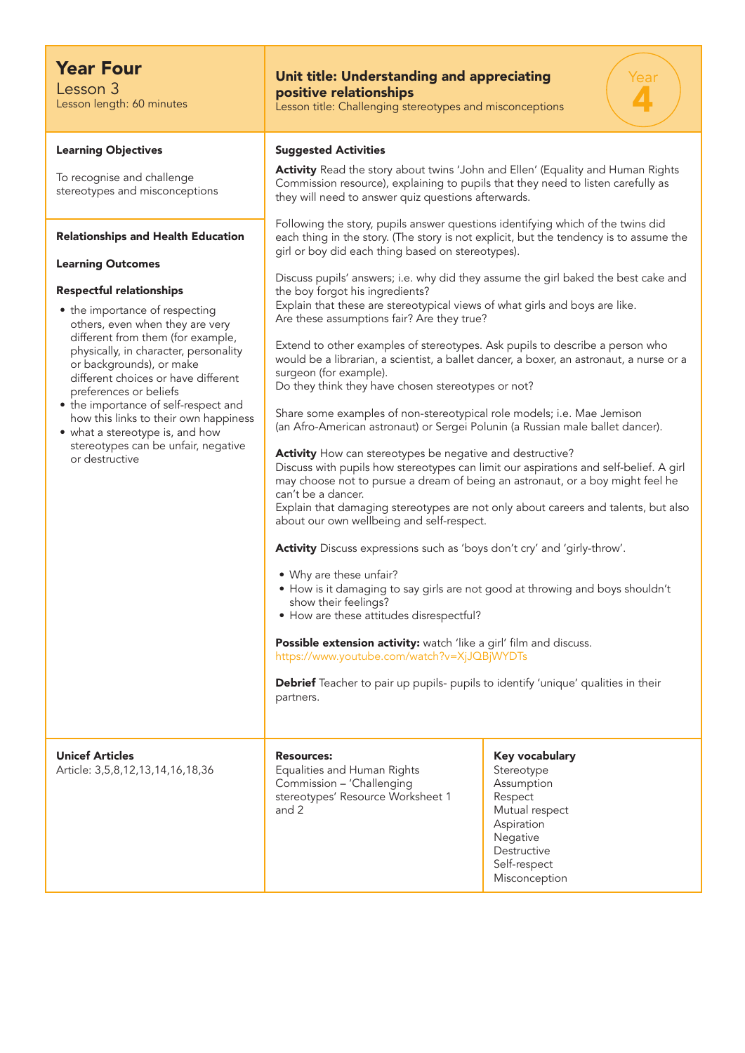# Year Four

Lesson 3
Lesson length: 60 minutes

## Unit title: Understanding and appreciating positive relationships

Lesson title: Challenging stereotypes and misconceptions

Year 4

### Learning Objectives

To recognise and challenge stereotypes and misconceptions

### Relationships and Health Education

**Learning Outcomes**

**Respectful relationships**

- the importance of respecting others, even when they are very different from them (for example, physically, in character, personality or backgrounds), or make different choices or have different preferences or beliefs
- the importance of self-respect and how this links to their own happiness
- what a stereotype is, and how stereotypes can be unfair, negative or destructive

### Suggested Activities

**Activity** Read the story about twins 'John and Ellen' (Equality and Human Rights Commission resource), explaining to pupils that they need to listen carefully as they will need to answer quiz questions afterwards.

Following the story, pupils answer questions identifying which of the twins did each thing in the story. (The story is not explicit, but the tendency is to assume the girl or boy did each thing based on stereotypes).

Discuss pupils' answers; i.e. why did they assume the girl baked the best cake and the boy forgot his ingredients?
Explain that these are stereotypical views of what girls and boys are like.
Are these assumptions fair? Are they true?

Extend to other examples of stereotypes. Ask pupils to describe a person who would be a librarian, a scientist, a ballet dancer, a boxer, an astronaut, a nurse or a surgeon (for example).
Do they think they have chosen stereotypes or not?

Share some examples of non-stereotypical role models; i.e. Mae Jemison (an Afro-American astronaut) or Sergei Polunin (a Russian male ballet dancer).

**Activity** How can stereotypes be negative and destructive?
Discuss with pupils how stereotypes can limit our aspirations and self-belief. A girl may choose not to pursue a dream of being an astronaut, or a boy might feel he can't be a dancer.
Explain that damaging stereotypes are not only about careers and talents, but also about our own wellbeing and self-respect.

**Activity** Discuss expressions such as 'boys don't cry' and 'girly-throw'.

- Why are these unfair?
- How is it damaging to say girls are not good at throwing and boys shouldn't show their feelings?
- How are these attitudes disrespectful?

**Possible extension activity:** watch 'like a girl' film and discuss.
https://www.youtube.com/watch?v=XjJQBjWYDTs

**Debrief** Teacher to pair up pupils- pupils to identify 'unique' qualities in their partners.

### Unicef Articles

Article: 3,5,8,12,13,14,16,18,36

### Resources:

Equalities and Human Rights Commission – 'Challenging stereotypes' Resource Worksheet 1 and 2

### Key vocabulary

Stereotype
Assumption
Respect
Mutual respect
Aspiration
Negative
Destructive
Self-respect
Misconception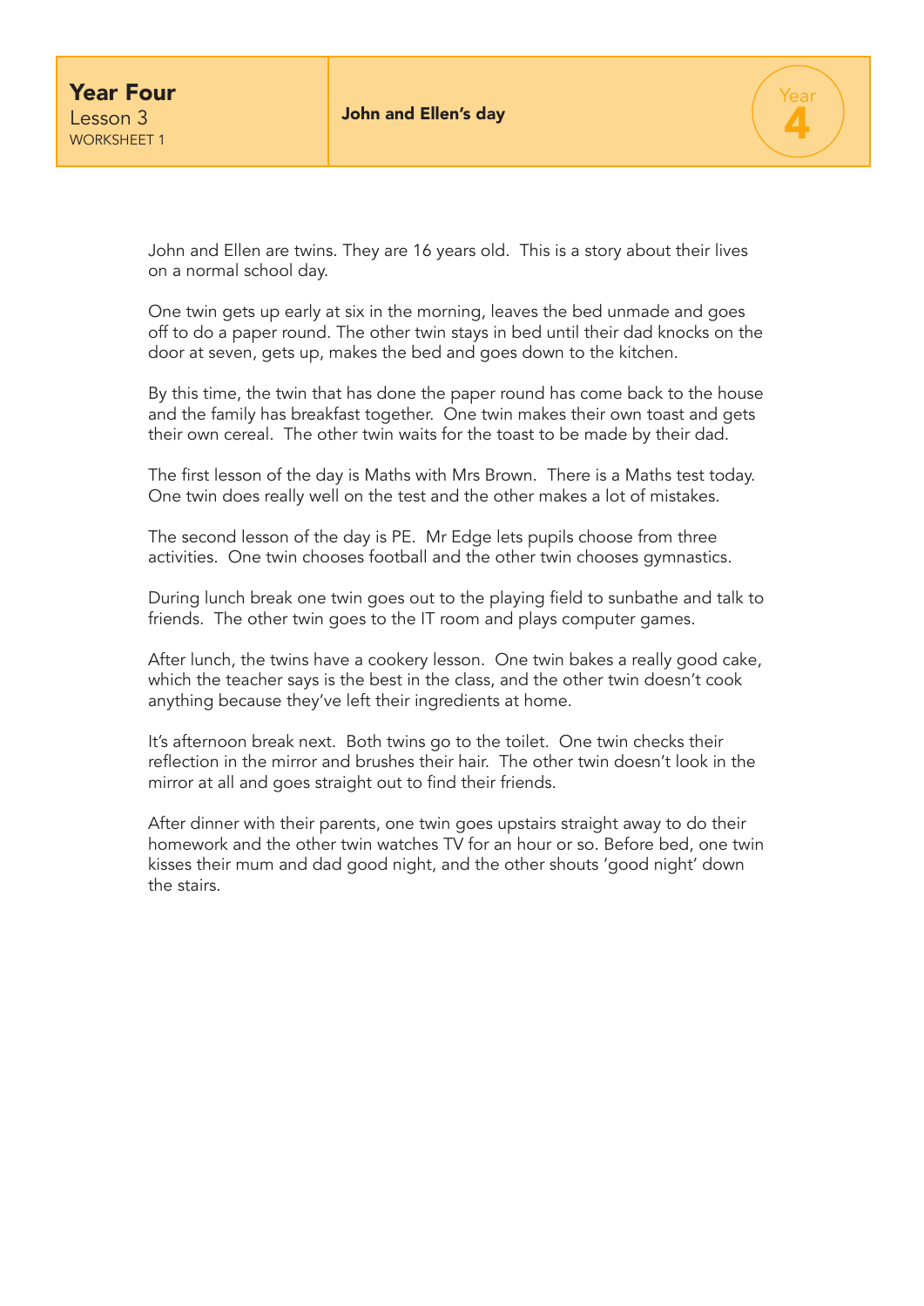**Year Four**
Lesson 3
WORKSHEET 1

**John and Ellen's day**

John and Ellen are twins. They are 16 years old. This is a story about their lives on a normal school day.

One twin gets up early at six in the morning, leaves the bed unmade and goes off to do a paper round. The other twin stays in bed until their dad knocks on the door at seven, gets up, makes the bed and goes down to the kitchen.

By this time, the twin that has done the paper round has come back to the house and the family has breakfast together. One twin makes their own toast and gets their own cereal. The other twin waits for the toast to be made by their dad.

The first lesson of the day is Maths with Mrs Brown. There is a Maths test today. One twin does really well on the test and the other makes a lot of mistakes.

The second lesson of the day is PE. Mr Edge lets pupils choose from three activities. One twin chooses football and the other twin chooses gymnastics.

During lunch break one twin goes out to the playing field to sunbathe and talk to friends. The other twin goes to the IT room and plays computer games.

After lunch, the twins have a cookery lesson. One twin bakes a really good cake, which the teacher says is the best in the class, and the other twin doesn't cook anything because they've left their ingredients at home.

It's afternoon break next. Both twins go to the toilet. One twin checks their reflection in the mirror and brushes their hair. The other twin doesn't look in the mirror at all and goes straight out to find their friends.

After dinner with their parents, one twin goes upstairs straight away to do their homework and the other twin watches TV for an hour or so. Before bed, one twin kisses their mum and dad good night, and the other shouts 'good night' down the stairs.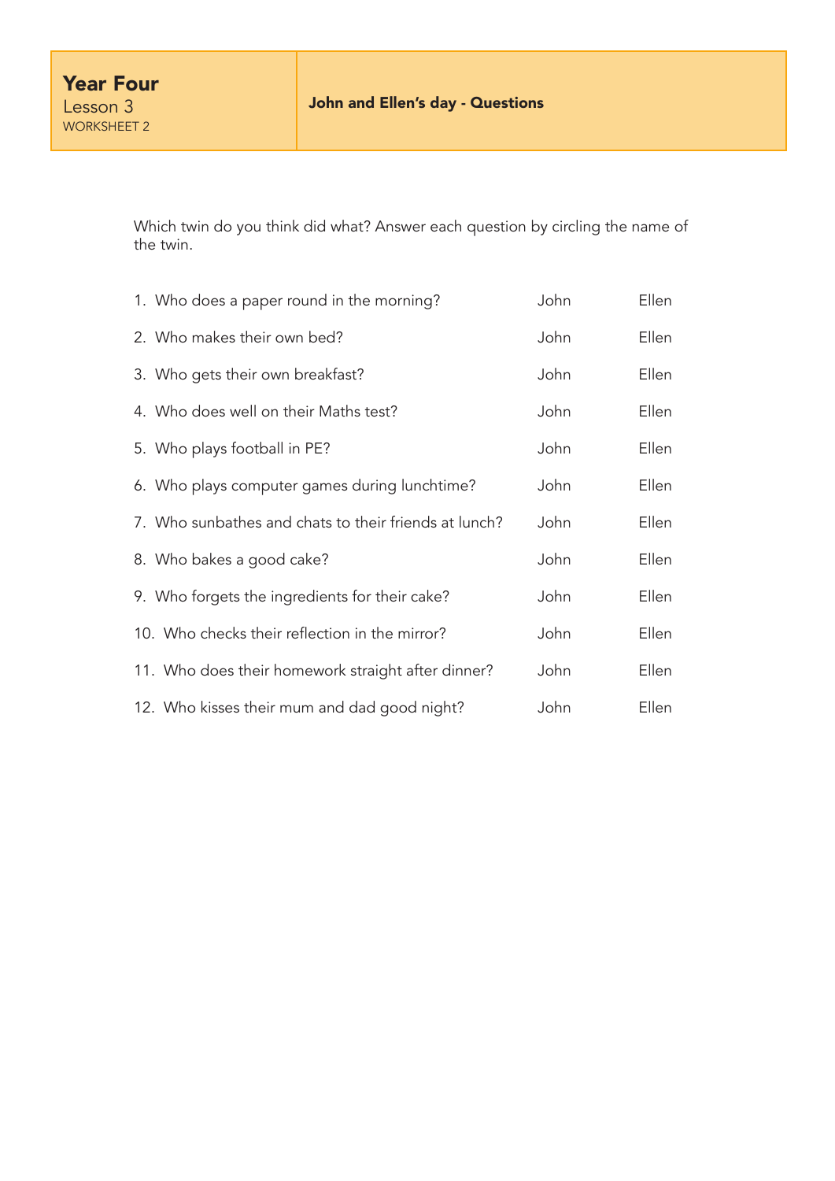**Year Four**
Lesson 3
WORKSHEET 2

**John and Ellen's day - Questions**

Which twin do you think did what? Answer each question by circling the name of the twin.

| | | |
|---|---|---|
| 1. Who does a paper round in the morning? | John | Ellen |
| 2. Who makes their own bed? | John | Ellen |
| 3. Who gets their own breakfast? | John | Ellen |
| 4. Who does well on their Maths test? | John | Ellen |
| 5. Who plays football in PE? | John | Ellen |
| 6. Who plays computer games during lunchtime? | John | Ellen |
| 7. Who sunbathes and chats to their friends at lunch? | John | Ellen |
| 8. Who bakes a good cake? | John | Ellen |
| 9. Who forgets the ingredients for their cake? | John | Ellen |
| 10. Who checks their reflection in the mirror? | John | Ellen |
| 11. Who does their homework straight after dinner? | John | Ellen |
| 12. Who kisses their mum and dad good night? | John | Ellen |